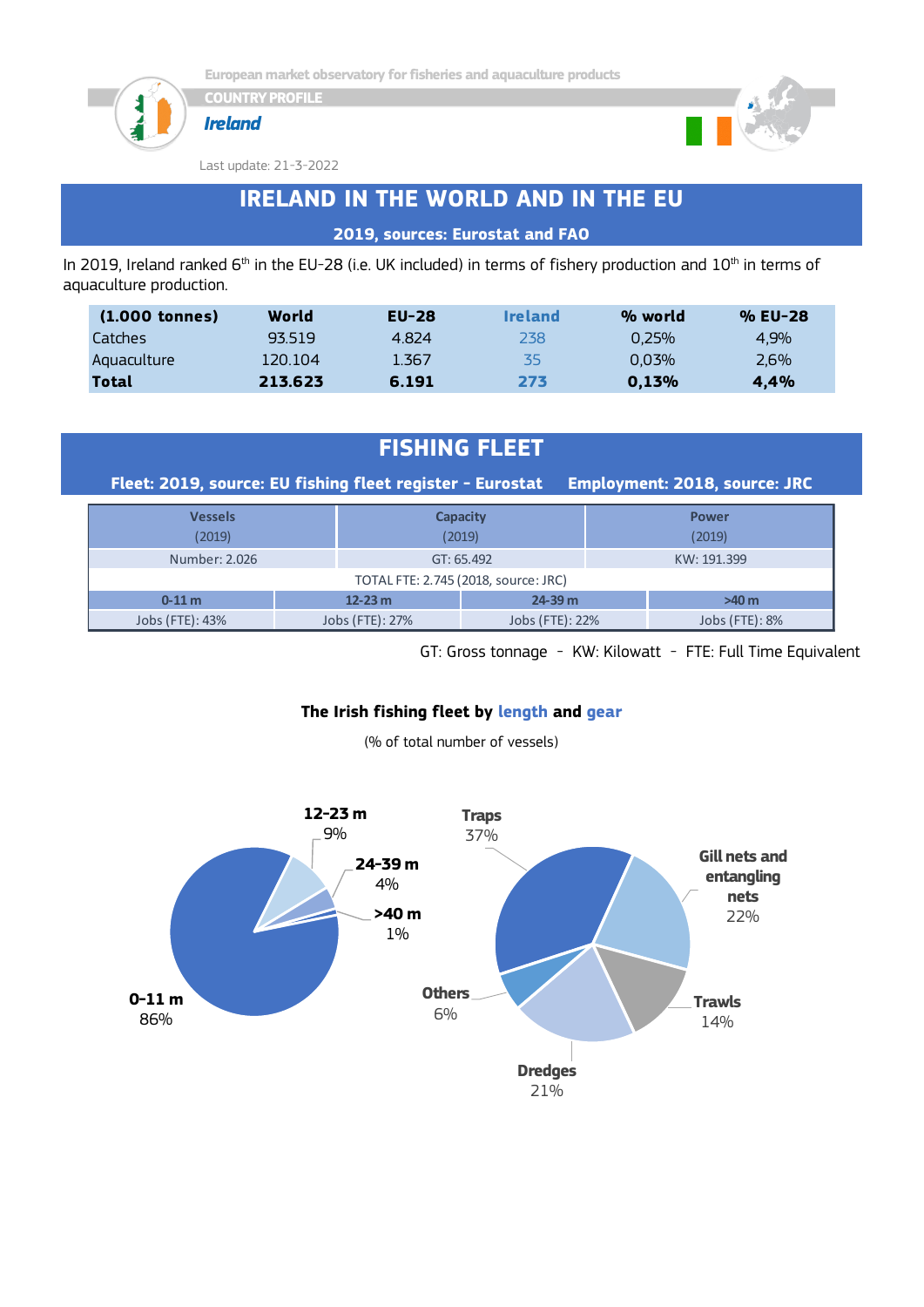European market observatory for fisheries and aquaculture products

COUNTRY PROFILE

*Ireland*

Last update: 21-3-2022

# IRELAND IN THE WORLD AND IN THE EU

**2019, sources: Eurostat and FAO**

In 2019, Ireland ranked 6th in the EU-28 (i.e. UK included) in terms of fishery production and 10th in terms of aquaculture production.

| (1.000 tonnes) | World | EU-28 | Ireland | % world | % EU-28 |
|---|---|---|---|---|---|
| Catches | 93.519 | 4.824 | 238 | 0,25% | 4,9% |
| Aquaculture | 120.104 | 1.367 | 35 | 0,03% | 2,6% |
| **Total** | **213.623** | **6.191** | **273** | **0,13%** | **4,4%** |

# FISHING FLEET

**Fleet: 2019, source: EU fishing fleet register - Eurostat    Employment: 2018, source: JRC**

| Vessels (2019) | | Capacity (2019) | Power (2019) |
|---|---|---|---|
| Number: 2.026 | | GT: 65.492 | KW: 191.399 |
| TOTAL FTE: 2.745 (2018, source: JRC) | | | |
| 0-11 m | 12-23 m | 24-39 m | >40 m |
| Jobs (FTE): 43% | Jobs (FTE): 27% | Jobs (FTE): 22% | Jobs (FTE): 8% |

GT: Gross tonnage - KW: Kilowatt - FTE: Full Time Equivalent

**The Irish fishing fleet by length and gear**

(% of total number of vessels)

By length: 0-11 m 86%; 12-23 m 9%; 24-39 m 4%; >40 m 1%

By gear: Traps 37%; Gill nets and entangling nets 22%; Dredges 21%; Trawls 14%; Others 6%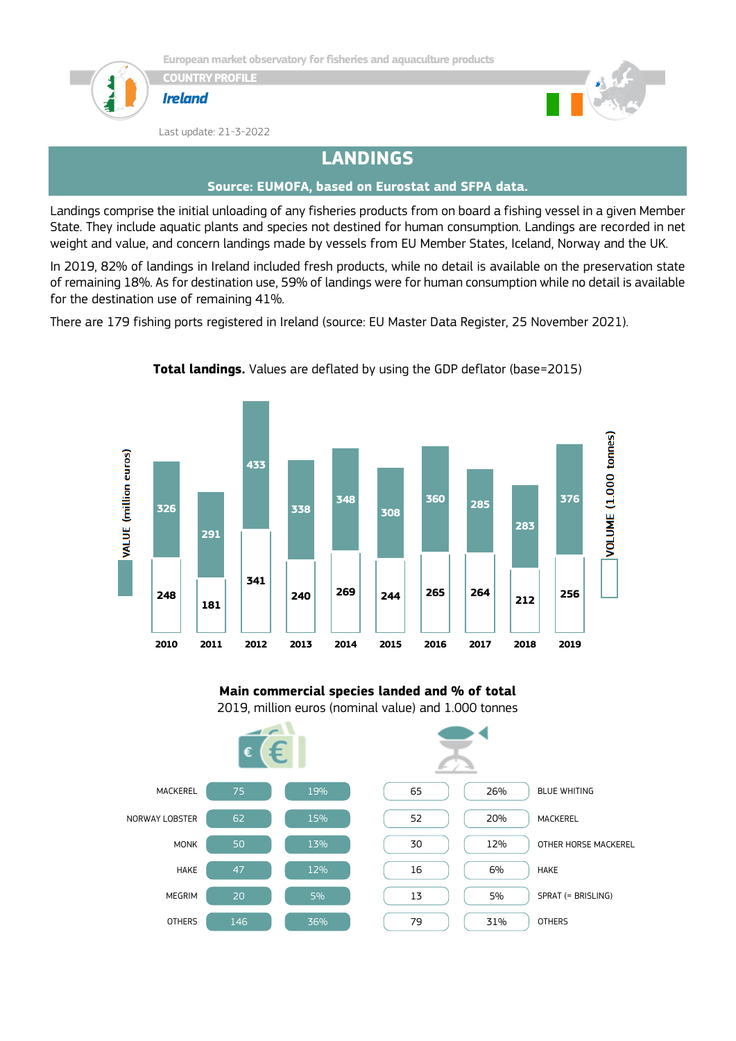# LANDINGS

**Source: EUMOFA, based on Eurostat and SFPA data.**

Landings comprise the initial unloading of any fisheries products from on board a fishing vessel in a given Member State. They include aquatic plants and species not destined for human consumption. Landings are recorded in net weight and value, and concern landings made by vessels from EU Member States, Iceland, Norway and the UK.

In 2019, 82% of landings in Ireland included fresh products, while no detail is available on the preservation state of remaining 18%. As for destination use, 59% of landings were for human consumption while no detail is available for the destination use of remaining 41%.

There are 179 fishing ports registered in Ireland (source: EU Master Data Register, 25 November 2021).

**Total landings.** Values are deflated by using the GDP deflator (base=2015)

| Year | VALUE (million euros) | VOLUME (1.000 tonnes) |
|---|---|---|
| 2010 | 326 | 248 |
| 2011 | 291 | 181 |
| 2012 | 433 | 341 |
| 2013 | 338 | 240 |
| 2014 | 348 | 269 |
| 2015 | 308 | 244 |
| 2016 | 360 | 265 |
| 2017 | 285 | 264 |
| 2018 | 283 | 212 |
| 2019 | 376 | 256 |

**Main commercial species landed and % of total**
2019, million euros (nominal value) and 1.000 tonnes

| Species (value) | Value | % | Volume | % | Species (volume) |
|---|---|---|---|---|---|
| MACKEREL | 75 | 19% | 65 | 26% | BLUE WHITING |
| NORWAY LOBSTER | 62 | 15% | 52 | 20% | MACKEREL |
| MONK | 50 | 13% | 30 | 12% | OTHER HORSE MACKEREL |
| HAKE | 47 | 12% | 16 | 6% | HAKE |
| MEGRIM | 20 | 5% | 13 | 5% | SPRAT (= BRISLING) |
| OTHERS | 146 | 36% | 79 | 31% | OTHERS |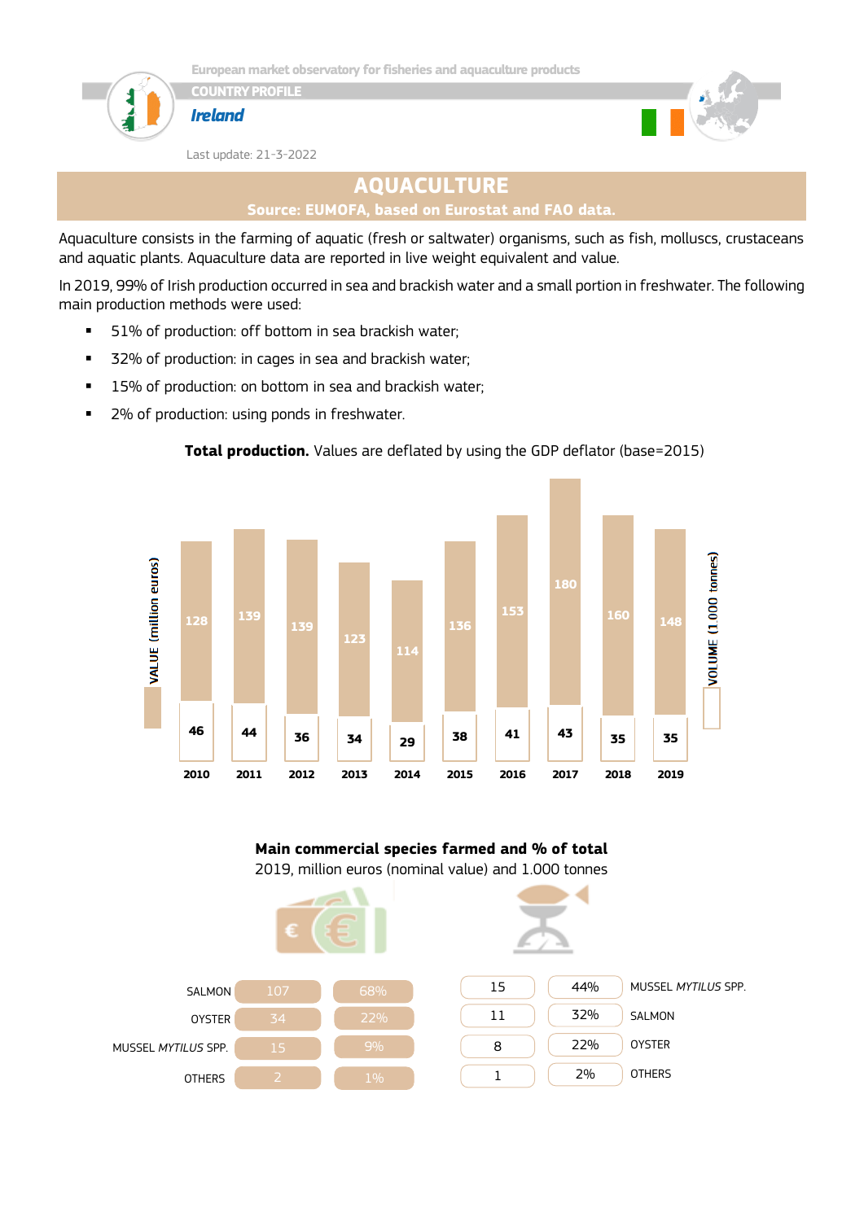European market observatory for fisheries and aquaculture products

COUNTRY PROFILE

***Ireland***

Last update: 21-3-2022

## AQUACULTURE

**Source: EUMOFA, based on Eurostat and FAO data.**

Aquaculture consists in the farming of aquatic (fresh or saltwater) organisms, such as fish, molluscs, crustaceans and aquatic plants. Aquaculture data are reported in live weight equivalent and value.

In 2019, 99% of Irish production occurred in sea and brackish water and a small portion in freshwater. The following main production methods were used:

- 51% of production: off bottom in sea brackish water;
- 32% of production: in cages in sea and brackish water;
- 15% of production: on bottom in sea and brackish water;
- 2% of production: using ponds in freshwater.

**Total production.** Values are deflated by using the GDP deflator (base=2015)

| Year | VALUE (million euros) | VOLUME (1.000 tonnes) |
|---|---|---|
| 2010 | 128 | 46 |
| 2011 | 139 | 44 |
| 2012 | 139 | 36 |
| 2013 | 123 | 34 |
| 2014 | 114 | 29 |
| 2015 | 136 | 38 |
| 2016 | 153 | 41 |
| 2017 | 180 | 43 |
| 2018 | 160 | 35 |
| 2019 | 148 | 35 |

**Main commercial species farmed and % of total**

2019, million euros (nominal value) and 1.000 tonnes

| Species | Value (million euros) | % of total |
|---|---|---|
| SALMON | 107 | 68% |
| OYSTER | 34 | 22% |
| MUSSEL *MYTILUS* SPP. | 15 | 9% |
| OTHERS | 2 | 1% |

| Species | Volume (1.000 tonnes) | % of total |
|---|---|---|
| MUSSEL *MYTILUS* SPP. | 15 | 44% |
| SALMON | 11 | 32% |
| OYSTER | 8 | 22% |
| OTHERS | 1 | 2% |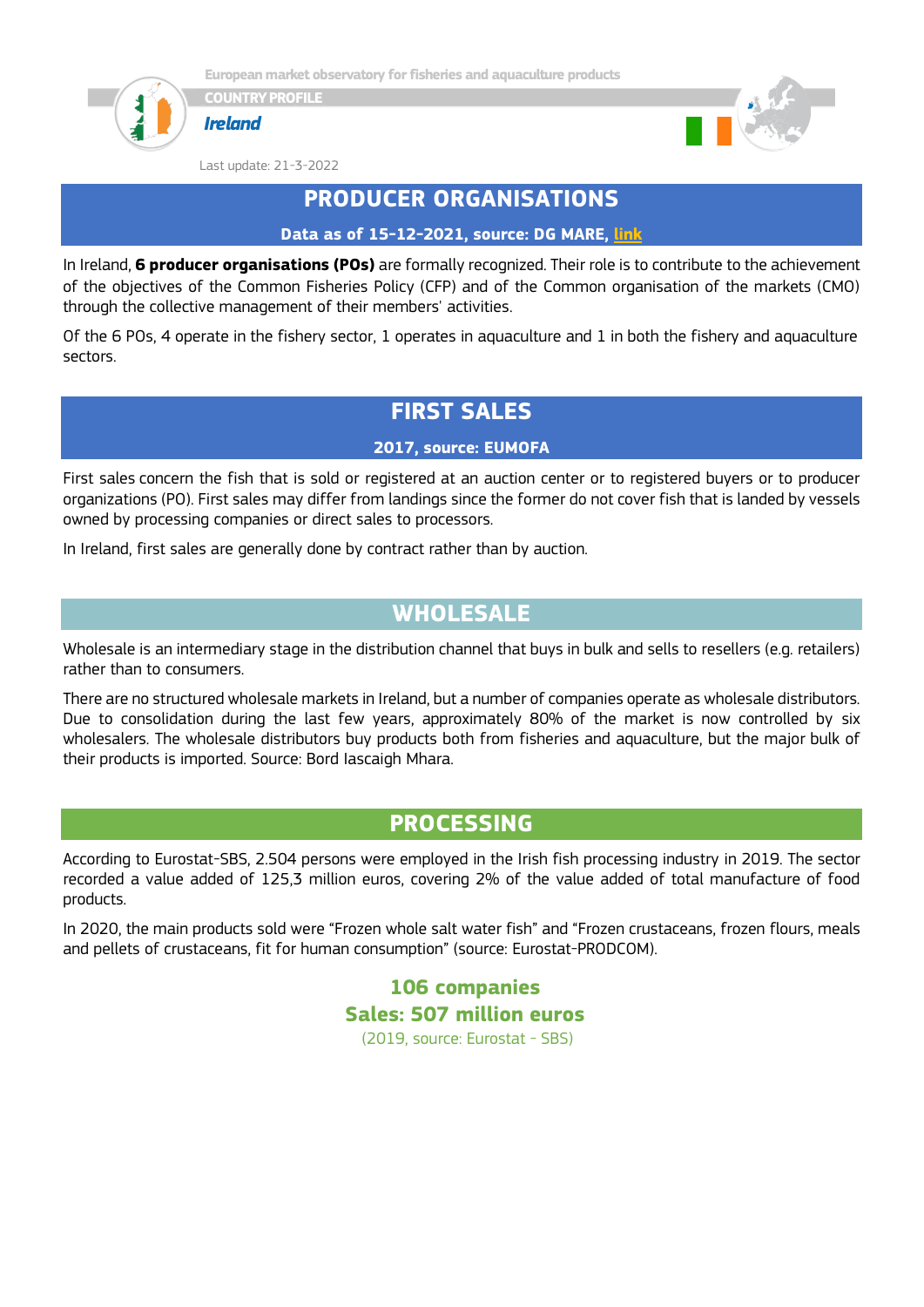## PRODUCER ORGANISATIONS

**Data as of 15-12-2021, source: DG MARE, link**

In Ireland, **6 producer organisations (POs)** are formally recognized. Their role is to contribute to the achievement of the objectives of the Common Fisheries Policy (CFP) and of the Common organisation of the markets (CMO) through the collective management of their members' activities.

Of the 6 POs, 4 operate in the fishery sector, 1 operates in aquaculture and 1 in both the fishery and aquaculture sectors.

## FIRST SALES

**2017, source: EUMOFA**

First sales concern the fish that is sold or registered at an auction center or to registered buyers or to producer organizations (PO). First sales may differ from landings since the former do not cover fish that is landed by vessels owned by processing companies or direct sales to processors.

In Ireland, first sales are generally done by contract rather than by auction.

## WHOLESALE

Wholesale is an intermediary stage in the distribution channel that buys in bulk and sells to resellers (e.g. retailers) rather than to consumers.

There are no structured wholesale markets in Ireland, but a number of companies operate as wholesale distributors. Due to consolidation during the last few years, approximately 80% of the market is now controlled by six wholesalers. The wholesale distributors buy products both from fisheries and aquaculture, but the major bulk of their products is imported. Source: Bord Iascaigh Mhara.

## PROCESSING

According to Eurostat-SBS, 2.504 persons were employed in the Irish fish processing industry in 2019. The sector recorded a value added of 125,3 million euros, covering 2% of the value added of total manufacture of food products.

In 2020, the main products sold were “Frozen whole salt water fish” and “Frozen crustaceans, frozen flours, meals and pellets of crustaceans, fit for human consumption” (source: Eurostat-PRODCOM).

**106 companies**
**Sales: 507 million euros**
(2019, source: Eurostat - SBS)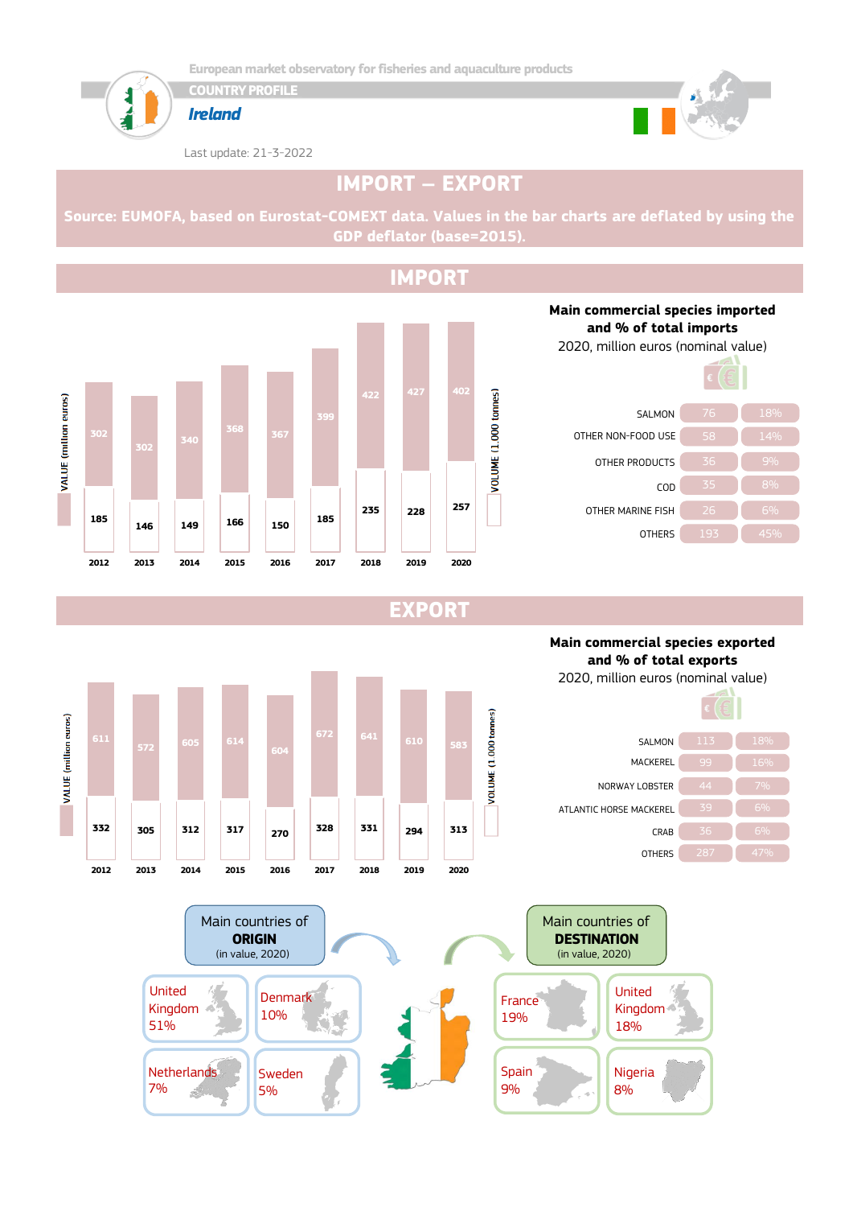European market observatory for fisheries and aquaculture products

COUNTRY PROFILE

**Ireland**

Last update: 21-3-2022

# IMPORT – EXPORT

**Source: EUMOFA, based on Eurostat-COMEXT data. Values in the bar charts are deflated by using the GDP deflator (base=2015).**

## IMPORT

| Year | VALUE (million euros) | VOLUME (1.000 tonnes) |
|---|---|---|
| 2012 | 302 | 185 |
| 2013 | 302 | 146 |
| 2014 | 340 | 149 |
| 2015 | 368 | 166 |
| 2016 | 367 | 150 |
| 2017 | 399 | 185 |
| 2018 | 422 | 235 |
| 2019 | 427 | 228 |
| 2020 | 402 | 257 |

**Main commercial species imported and % of total imports**
2020, million euros (nominal value)

| Species | Value | % |
|---|---|---|
| SALMON | 76 | 18% |
| OTHER NON-FOOD USE | 58 | 14% |
| OTHER PRODUCTS | 36 | 9% |
| COD | 35 | 8% |
| OTHER MARINE FISH | 26 | 6% |
| OTHERS | 193 | 45% |

## EXPORT

| Year | VALUE (million euros) | VOLUME (1.000 tonnes) |
|---|---|---|
| 2012 | 611 | 332 |
| 2013 | 572 | 305 |
| 2014 | 605 | 312 |
| 2015 | 614 | 317 |
| 2016 | 604 | 270 |
| 2017 | 672 | 328 |
| 2018 | 641 | 331 |
| 2019 | 610 | 294 |
| 2020 | 583 | 313 |

**Main commercial species exported and % of total exports**
2020, million euros (nominal value)

| Species | Value | % |
|---|---|---|
| SALMON | 113 | 18% |
| MACKEREL | 99 | 16% |
| NORWAY LOBSTER | 44 | 7% |
| ATLANTIC HORSE MACKEREL | 39 | 6% |
| CRAB | 36 | 6% |
| OTHERS | 287 | 47% |

**Main countries of ORIGIN** (in value, 2020)

- United Kingdom 51%
- Denmark 10%
- Netherlands 7%
- Sweden 5%

**Main countries of DESTINATION** (in value, 2020)

- France 19%
- United Kingdom 18%
- Spain 9%
- Nigeria 8%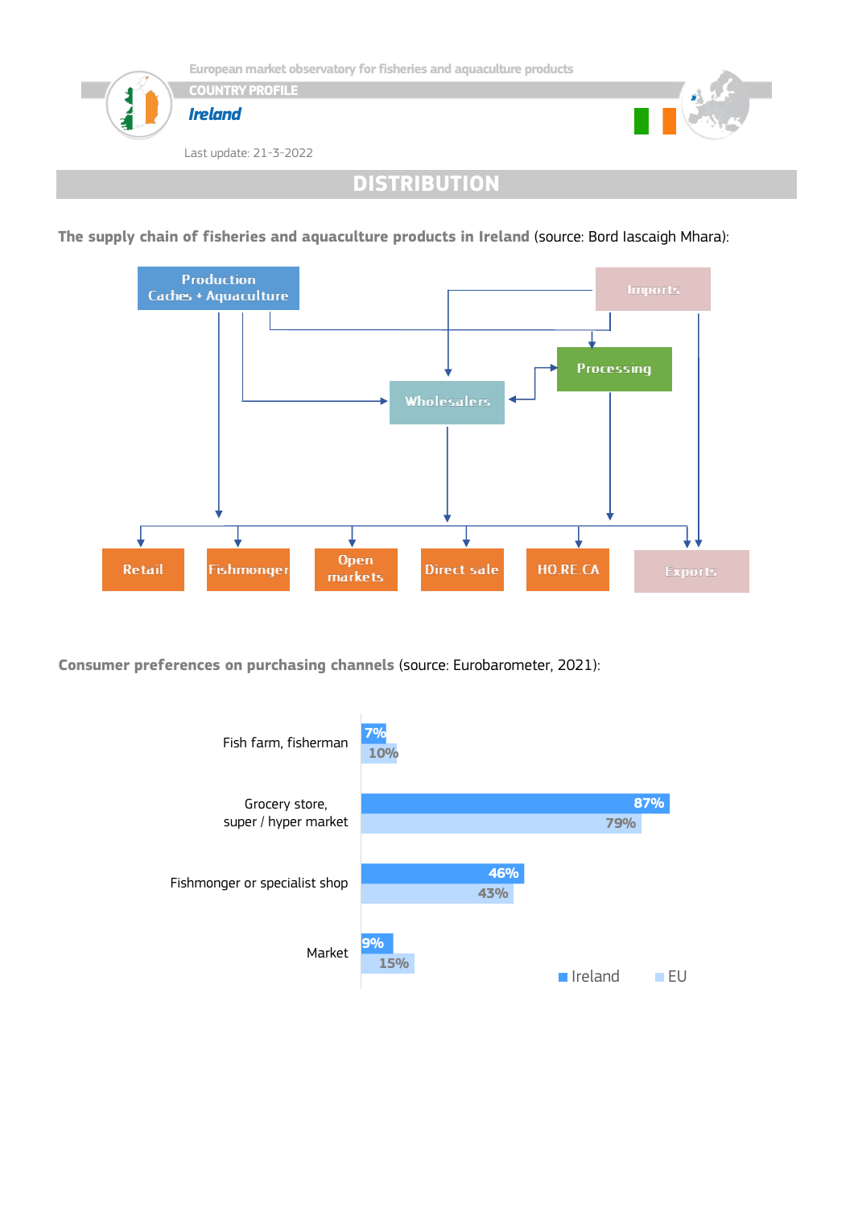# DISTRIBUTION

**The supply chain of fisheries and aquaculture products in Ireland** (source: Bord Iascaigh Mhara):

Production Caches + Aquaculture

Imports

Processing

Wholesalers

Retail | Fishmonger | Open markets | Direct sale | HO.RE.CA | Exports

**Consumer preferences on purchasing channels** (source: Eurobarometer, 2021):

| Purchasing channel | Ireland | EU |
|---|---|---|
| Fish farm, fisherman | 7% | 10% |
| Grocery store, super / hyper market | 87% | 79% |
| Fishmonger or specialist shop | 46% | 43% |
| Market | 9% | 15% |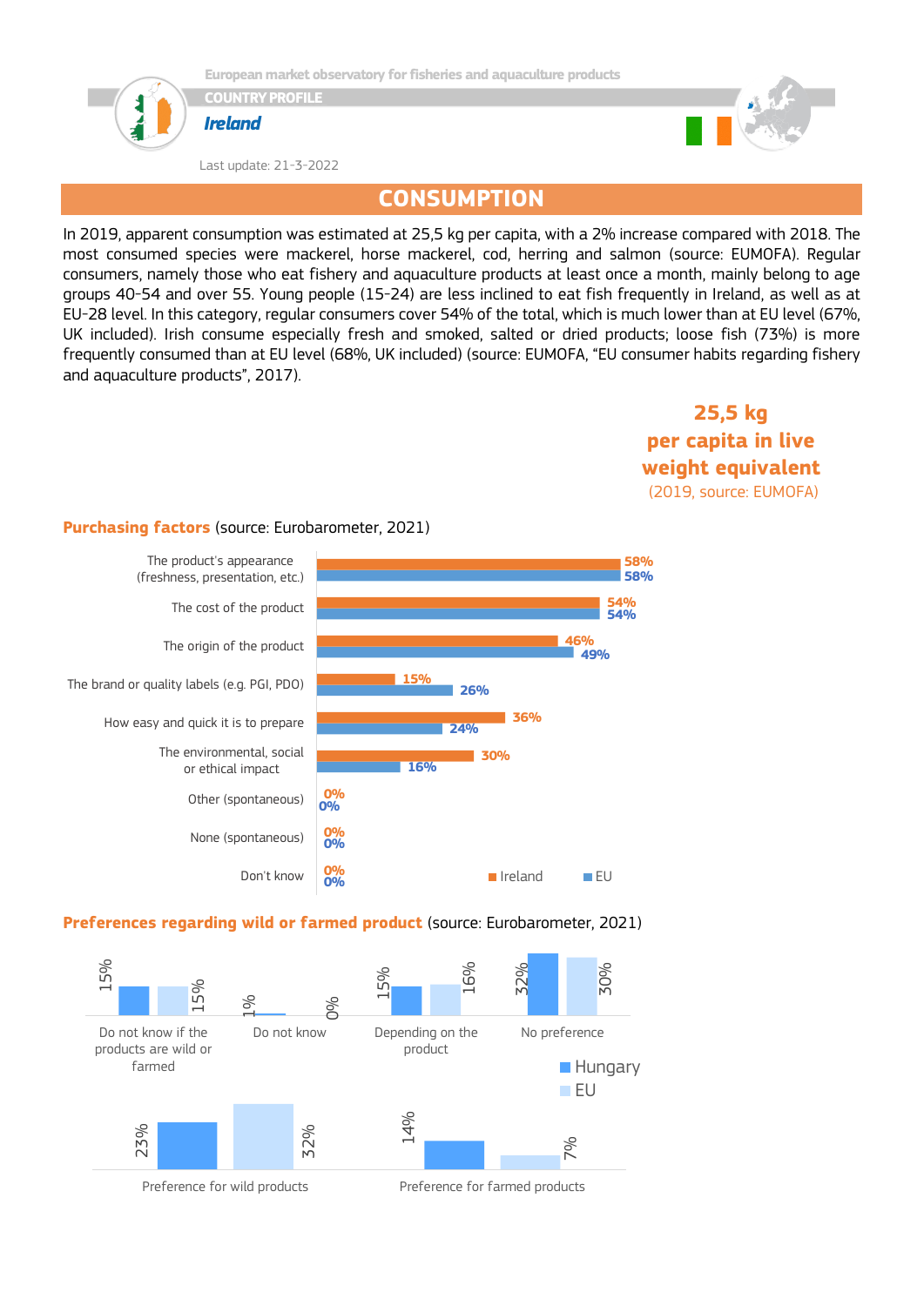European market observatory for fisheries and aquaculture products

COUNTRY PROFILE

***Ireland***

Last update: 21-3-2022

# CONSUMPTION

In 2019, apparent consumption was estimated at 25,5 kg per capita, with a 2% increase compared with 2018. The most consumed species were mackerel, horse mackerel, cod, herring and salmon (source: EUMOFA). Regular consumers, namely those who eat fishery and aquaculture products at least once a month, mainly belong to age groups 40-54 and over 55. Young people (15-24) are less inclined to eat fish frequently in Ireland, as well as at EU-28 level. In this category, regular consumers cover 54% of the total, which is much lower than at EU level (67%, UK included). Irish consume especially fresh and smoked, salted or dried products; loose fish (73%) is more frequently consumed than at EU level (68%, UK included) (source: EUMOFA, "EU consumer habits regarding fishery and aquaculture products", 2017).

**25,5 kg per capita in live weight equivalent**
(2019, source: EUMOFA)

**Purchasing factors** (source: Eurobarometer, 2021)

| Factor | Ireland | EU |
|---|---|---|
| The product's appearance (freshness, presentation, etc.) | 58% | 58% |
| The cost of the product | 54% | 54% |
| The origin of the product | 46% | 49% |
| The brand or quality labels (e.g. PGI, PDO) | 15% | 26% |
| How easy and quick it is to prepare | 36% | 24% |
| The environmental, social or ethical impact | 30% | 16% |
| Other (spontaneous) | 0% | 0% |
| None (spontaneous) | 0% | 0% |
| Don't know | 0% | 0% |

**Preferences regarding wild or farmed product** (source: Eurobarometer, 2021)

| | Hungary | EU |
|---|---|---|
| Do not know if the products are wild or farmed | 15% | 15% |
| Do not know | 1% | 0% |
| Depending on the product | 15% | 16% |
| No preference | 32% | 30% |
| Preference for wild products | 23% | 32% |
| Preference for farmed products | 14% | 7% |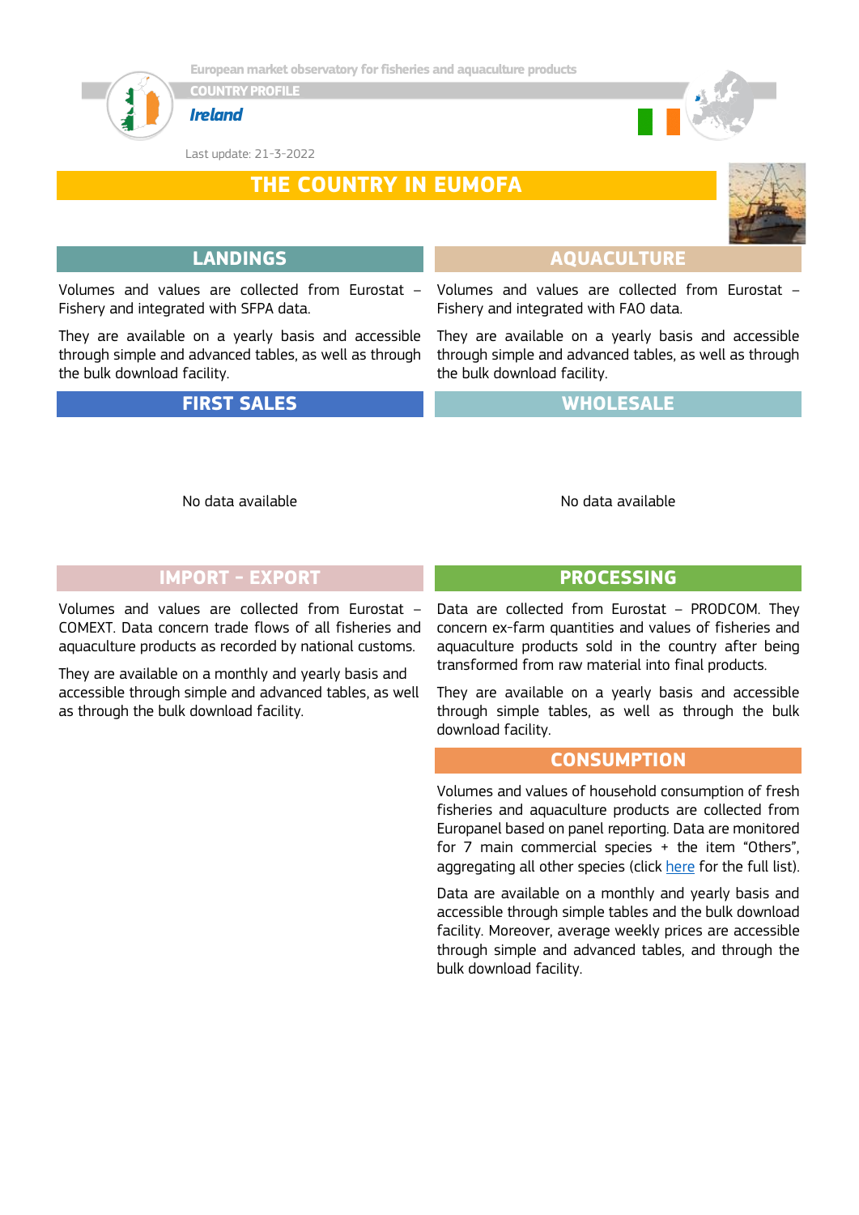European market observatory for fisheries and aquaculture products

COUNTRY PROFILE

**Ireland**

Last update: 21-3-2022

# THE COUNTRY IN EUMOFA

## LANDINGS

Volumes and values are collected from Eurostat – Fishery and integrated with SFPA data.

They are available on a yearly basis and accessible through simple and advanced tables, as well as through the bulk download facility.

## AQUACULTURE

Volumes and values are collected from Eurostat – Fishery and integrated with FAO data.

They are available on a yearly basis and accessible through simple and advanced tables, as well as through the bulk download facility.

## FIRST SALES

No data available

## WHOLESALE

No data available

## IMPORT – EXPORT

Volumes and values are collected from Eurostat – COMEXT. Data concern trade flows of all fisheries and aquaculture products as recorded by national customs.

They are available on a monthly and yearly basis and accessible through simple and advanced tables, as well as through the bulk download facility.

## PROCESSING

Data are collected from Eurostat – PRODCOM. They concern ex-farm quantities and values of fisheries and aquaculture products sold in the country after being transformed from raw material into final products.

They are available on a yearly basis and accessible through simple tables, as well as through the bulk download facility.

## CONSUMPTION

Volumes and values of household consumption of fresh fisheries and aquaculture products are collected from Europanel based on panel reporting. Data are monitored for 7 main commercial species + the item "Others", aggregating all other species (click here for the full list).

Data are available on a monthly and yearly basis and accessible through simple tables and the bulk download facility. Moreover, average weekly prices are accessible through simple and advanced tables, and through the bulk download facility.